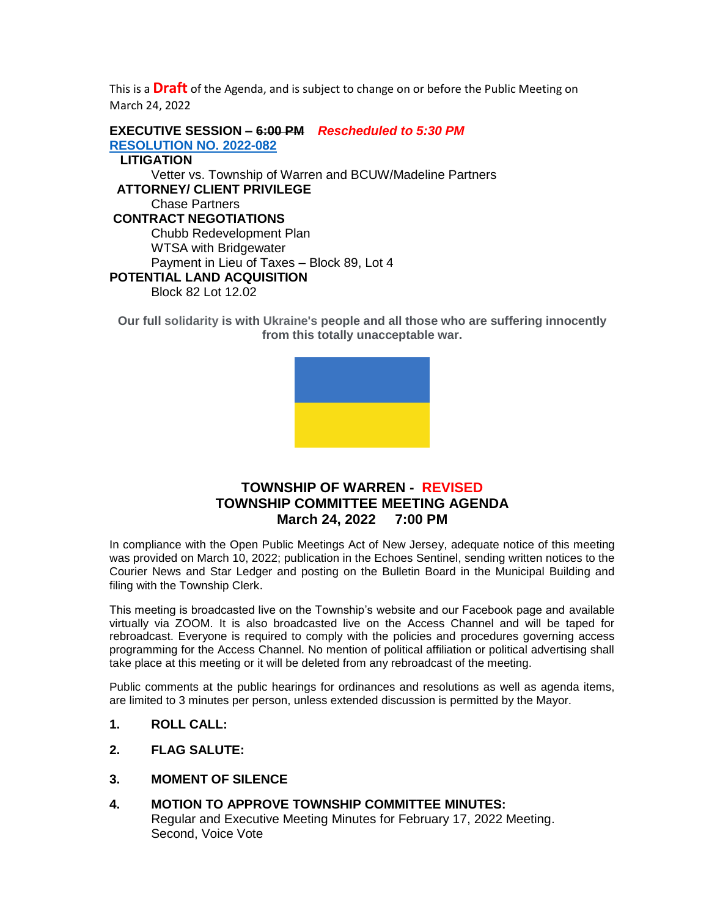This is a **Draft** of the Agenda, and is subject to change on or before the Public Meeting on March 24, 2022

**EXECUTIVE SESSION – ~~6:00 PM~~** ***Rescheduled to 5:30 PM***

**RESOLUTION NO. 2022-082**

**LITIGATION**

Vetter vs. Township of Warren and BCUW/Madeline Partners

**ATTORNEY/ CLIENT PRIVILEGE**

Chase Partners

**CONTRACT NEGOTIATIONS**

Chubb Redevelopment Plan

WTSA with Bridgewater

Payment in Lieu of Taxes – Block 89, Lot 4

**POTENTIAL LAND ACQUISITION**

Block 82 Lot 12.02

**Our full solidarity is with Ukraine's people and all those who are suffering innocently from this totally unacceptable war.**

## TOWNSHIP OF WARREN - REVISED
## TOWNSHIP COMMITTEE MEETING AGENDA
## March 24, 2022 7:00 PM

In compliance with the Open Public Meetings Act of New Jersey, adequate notice of this meeting was provided on March 10, 2022; publication in the Echoes Sentinel, sending written notices to the Courier News and Star Ledger and posting on the Bulletin Board in the Municipal Building and filing with the Township Clerk.

This meeting is broadcasted live on the Township's website and our Facebook page and available virtually via ZOOM. It is also broadcasted live on the Access Channel and will be taped for rebroadcast. Everyone is required to comply with the policies and procedures governing access programming for the Access Channel. No mention of political affiliation or political advertising shall take place at this meeting or it will be deleted from any rebroadcast of the meeting.

Public comments at the public hearings for ordinances and resolutions as well as agenda items, are limited to 3 minutes per person, unless extended discussion is permitted by the Mayor.

1. **ROLL CALL:**

2. **FLAG SALUTE:**

3. **MOMENT OF SILENCE**

4. **MOTION TO APPROVE TOWNSHIP COMMITTEE MINUTES:**
   Regular and Executive Meeting Minutes for February 17, 2022 Meeting.
   Second, Voice Vote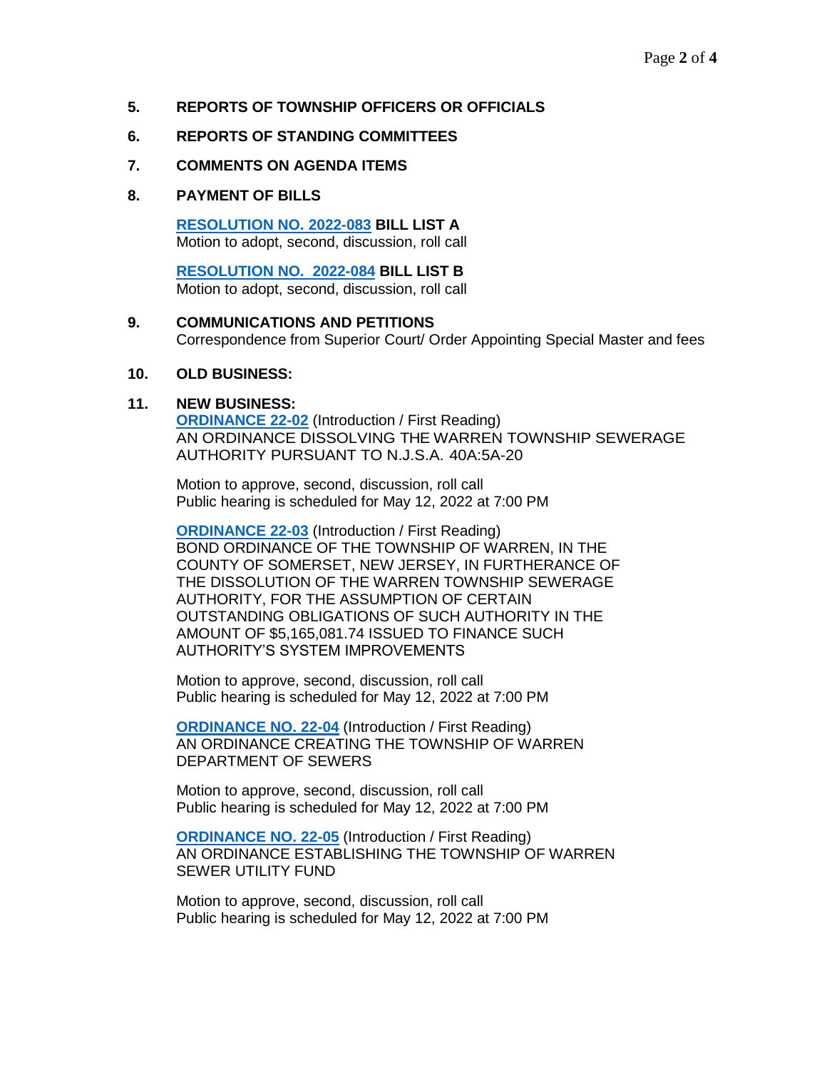**5. REPORTS OF TOWNSHIP OFFICERS OR OFFICIALS**

**6. REPORTS OF STANDING COMMITTEES**

**7. COMMENTS ON AGENDA ITEMS**

**8. PAYMENT OF BILLS**

**RESOLUTION NO. 2022-083 BILL LIST A**
Motion to adopt, second, discussion, roll call

**RESOLUTION NO. 2022-084 BILL LIST B**
Motion to adopt, second, discussion, roll call

**9. COMMUNICATIONS AND PETITIONS**
Correspondence from Superior Court/ Order Appointing Special Master and fees

**10. OLD BUSINESS:**

**11. NEW BUSINESS:**

**ORDINANCE 22-02** (Introduction / First Reading)
AN ORDINANCE DISSOLVING THE WARREN TOWNSHIP SEWERAGE AUTHORITY PURSUANT TO N.J.S.A. 40A:5A-20

Motion to approve, second, discussion, roll call
Public hearing is scheduled for May 12, 2022 at 7:00 PM

**ORDINANCE 22-03** (Introduction / First Reading)
BOND ORDINANCE OF THE TOWNSHIP OF WARREN, IN THE COUNTY OF SOMERSET, NEW JERSEY, IN FURTHERANCE OF THE DISSOLUTION OF THE WARREN TOWNSHIP SEWERAGE AUTHORITY, FOR THE ASSUMPTION OF CERTAIN OUTSTANDING OBLIGATIONS OF SUCH AUTHORITY IN THE AMOUNT OF $5,165,081.74 ISSUED TO FINANCE SUCH AUTHORITY'S SYSTEM IMPROVEMENTS

Motion to approve, second, discussion, roll call
Public hearing is scheduled for May 12, 2022 at 7:00 PM

**ORDINANCE NO. 22-04** (Introduction / First Reading)
AN ORDINANCE CREATING THE TOWNSHIP OF WARREN DEPARTMENT OF SEWERS

Motion to approve, second, discussion, roll call
Public hearing is scheduled for May 12, 2022 at 7:00 PM

**ORDINANCE NO. 22-05** (Introduction / First Reading)
AN ORDINANCE ESTABLISHING THE TOWNSHIP OF WARREN SEWER UTILITY FUND

Motion to approve, second, discussion, roll call
Public hearing is scheduled for May 12, 2022 at 7:00 PM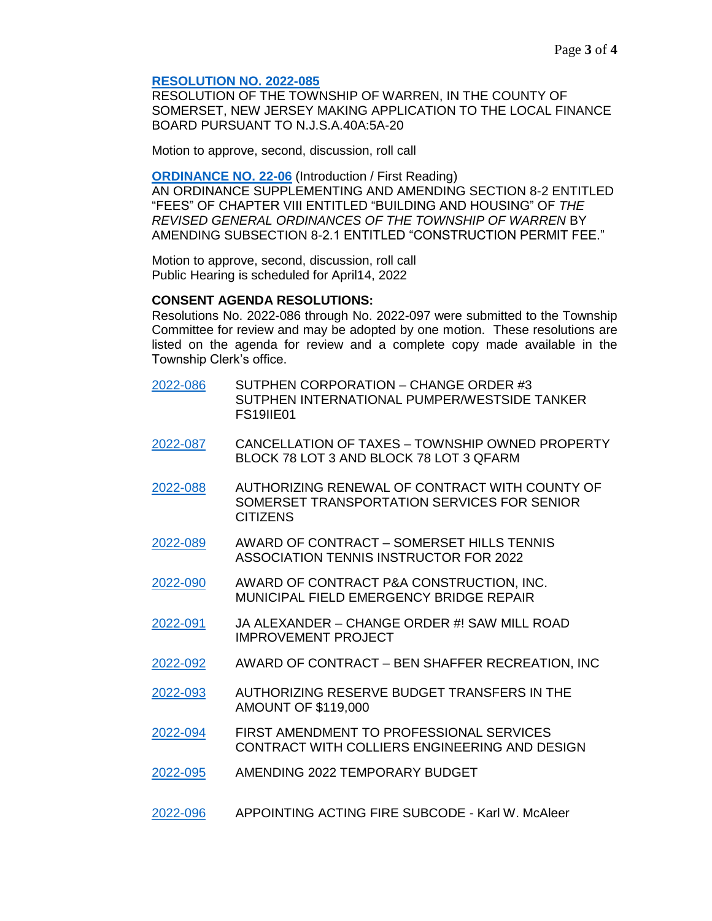**RESOLUTION NO. 2022-085**
RESOLUTION OF THE TOWNSHIP OF WARREN, IN THE COUNTY OF SOMERSET, NEW JERSEY MAKING APPLICATION TO THE LOCAL FINANCE BOARD PURSUANT TO N.J.S.A.40A:5A-20

Motion to approve, second, discussion, roll call

**ORDINANCE NO. 22-06** (Introduction / First Reading)
AN ORDINANCE SUPPLEMENTING AND AMENDING SECTION 8-2 ENTITLED "FEES" OF CHAPTER VIII ENTITLED "BUILDING AND HOUSING" OF *THE REVISED GENERAL ORDINANCES OF THE TOWNSHIP OF WARREN* BY AMENDING SUBSECTION 8-2.1 ENTITLED "CONSTRUCTION PERMIT FEE."

Motion to approve, second, discussion, roll call
Public Hearing is scheduled for April14, 2022

**CONSENT AGENDA RESOLUTIONS:**
Resolutions No. 2022-086 through No. 2022-097 were submitted to the Township Committee for review and may be adopted by one motion. These resolutions are listed on the agenda for review and a complete copy made available in the Township Clerk's office.

2022-086 SUTPHEN CORPORATION – CHANGE ORDER #3 SUTPHEN INTERNATIONAL PUMPER/WESTSIDE TANKER FS19IIE01

2022-087 CANCELLATION OF TAXES – TOWNSHIP OWNED PROPERTY BLOCK 78 LOT 3 AND BLOCK 78 LOT 3 QFARM

2022-088 AUTHORIZING RENEWAL OF CONTRACT WITH COUNTY OF SOMERSET TRANSPORTATION SERVICES FOR SENIOR CITIZENS

2022-089 AWARD OF CONTRACT – SOMERSET HILLS TENNIS ASSOCIATION TENNIS INSTRUCTOR FOR 2022

2022-090 AWARD OF CONTRACT P&A CONSTRUCTION, INC. MUNICIPAL FIELD EMERGENCY BRIDGE REPAIR

2022-091 JA ALEXANDER – CHANGE ORDER #! SAW MILL ROAD IMPROVEMENT PROJECT

2022-092 AWARD OF CONTRACT – BEN SHAFFER RECREATION, INC

2022-093 AUTHORIZING RESERVE BUDGET TRANSFERS IN THE AMOUNT OF $119,000

2022-094 FIRST AMENDMENT TO PROFESSIONAL SERVICES CONTRACT WITH COLLIERS ENGINEERING AND DESIGN

2022-095 AMENDING 2022 TEMPORARY BUDGET

2022-096 APPOINTING ACTING FIRE SUBCODE - Karl W. McAleer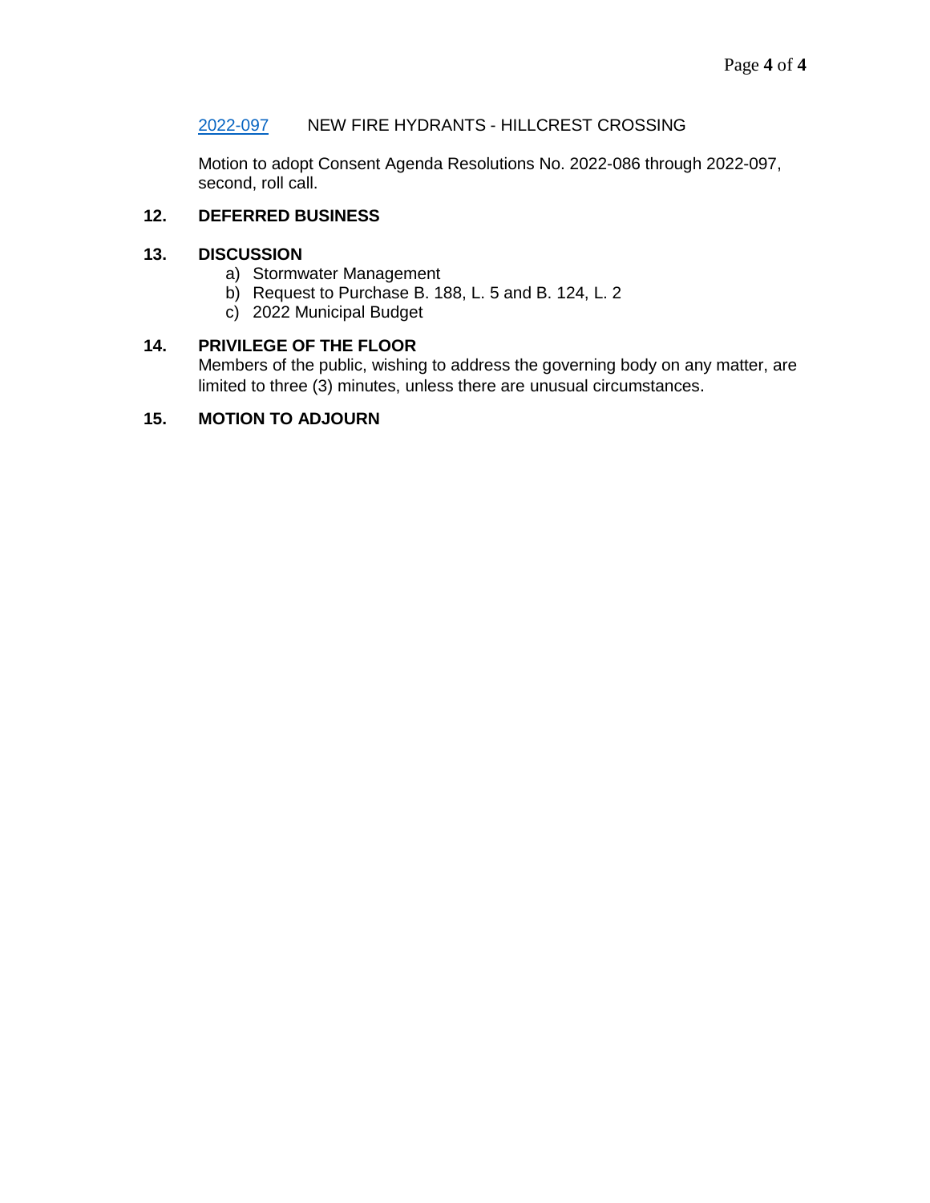[2022-097](2022-097) NEW FIRE HYDRANTS - HILLCREST CROSSING

Motion to adopt Consent Agenda Resolutions No. 2022-086 through 2022-097, second, roll call.

**12. DEFERRED BUSINESS**

**13. DISCUSSION**

a) Stormwater Management
b) Request to Purchase B. 188, L. 5 and B. 124, L. 2
c) 2022 Municipal Budget

**14. PRIVILEGE OF THE FLOOR**

Members of the public, wishing to address the governing body on any matter, are limited to three (3) minutes, unless there are unusual circumstances.

**15. MOTION TO ADJOURN**